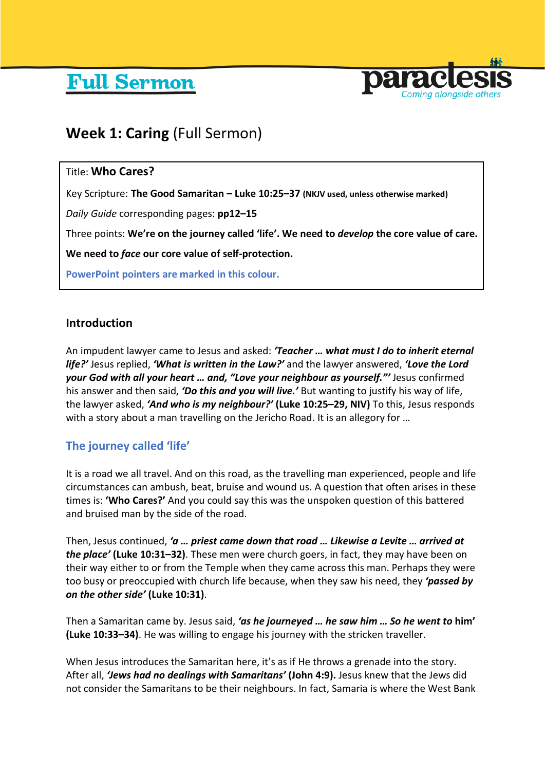Full Sermon

paraclesis
Coming alongside others

# Week 1: Caring (Full Sermon)

Title: **Who Cares?**

Key Scripture: **The Good Samaritan – Luke 10:25–37 (NKJV used, unless otherwise marked)**

*Daily Guide* corresponding pages: **pp12–15**

Three points: **We're on the journey called 'life'. We need to *develop* the core value of care.**

**We need to *face* our core value of self-protection.**

PowerPoint pointers are marked in this colour.

## Introduction

An impudent lawyer came to Jesus and asked: ***'Teacher … what must I do to inherit eternal life?'*** Jesus replied, ***'What is written in the Law?'*** and the lawyer answered, ***'Love the Lord your God with all your heart … and, "Love your neighbour as yourself."'*** Jesus confirmed his answer and then said, ***'Do this and you will live.'*** But wanting to justify his way of life, the lawyer asked, ***'And who is my neighbour?'*** **(Luke 10:25–29, NIV)** To this, Jesus responds with a story about a man travelling on the Jericho Road. It is an allegory for …

## The journey called 'life'

It is a road we all travel. And on this road, as the travelling man experienced, people and life circumstances can ambush, beat, bruise and wound us. A question that often arises in these times is: **'Who Cares?'** And you could say this was the unspoken question of this battered and bruised man by the side of the road.

Then, Jesus continued, ***'a … priest came down that road … Likewise a Levite … arrived at the place'*** **(Luke 10:31–32)**. These men were church goers, in fact, they may have been on their way either to or from the Temple when they came across this man. Perhaps they were too busy or preoccupied with church life because, when they saw his need, they ***'passed by on the other side'*** **(Luke 10:31)**.

Then a Samaritan came by. Jesus said, ***'as he journeyed … he saw him … So he went to* him'** **(Luke 10:33–34)**. He was willing to engage his journey with the stricken traveller.

When Jesus introduces the Samaritan here, it's as if He throws a grenade into the story. After all, ***'Jews had no dealings with Samaritans'*** **(John 4:9).** Jesus knew that the Jews did not consider the Samaritans to be their neighbours. In fact, Samaria is where the West Bank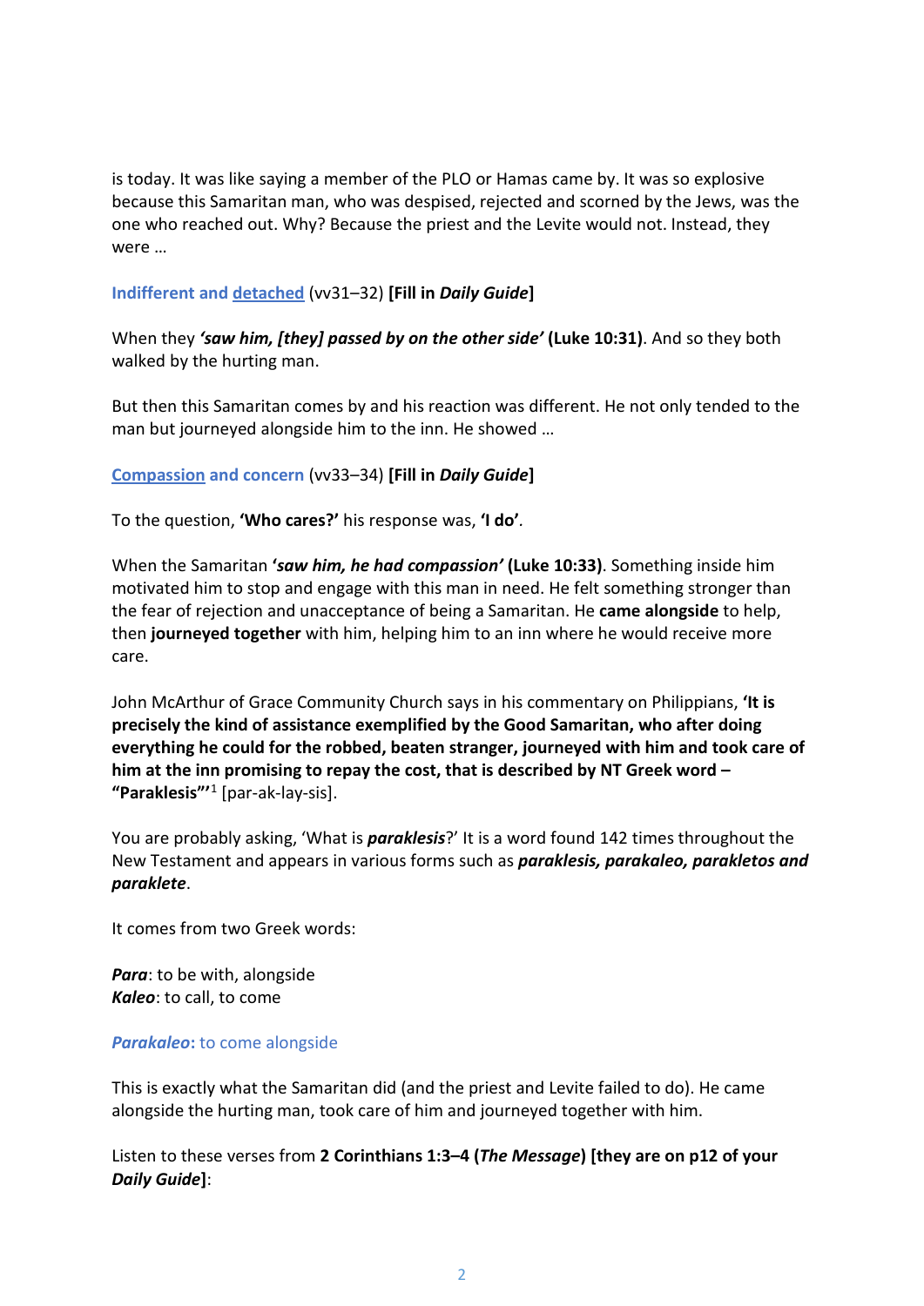is today. It was like saying a member of the PLO or Hamas came by. It was so explosive because this Samaritan man, who was despised, rejected and scorned by the Jews, was the one who reached out. Why? Because the priest and the Levite would not. Instead, they were …

Indifferent and detached (vv31–32) **[Fill in *Daily Guide*]**

When they ***'saw him, [they] passed by on the other side'*** **(Luke 10:31)**. And so they both walked by the hurting man.

But then this Samaritan comes by and his reaction was different. He not only tended to the man but journeyed alongside him to the inn. He showed …

Compassion and concern (vv33–34) **[Fill in *Daily Guide*]**

To the question, **'Who cares?'** his response was, **'I do'**.

When the Samaritan **'*saw him, he had compassion'* (Luke 10:33)**. Something inside him motivated him to stop and engage with this man in need. He felt something stronger than the fear of rejection and unacceptance of being a Samaritan. He **came alongside** to help, then **journeyed together** with him, helping him to an inn where he would receive more care.

John McArthur of Grace Community Church says in his commentary on Philippians, **'It is precisely the kind of assistance exemplified by the Good Samaritan, who after doing everything he could for the robbed, beaten stranger, journeyed with him and took care of him at the inn promising to repay the cost, that is described by NT Greek word – "Paraklesis"'**[1] [par-ak-lay-sis].

You are probably asking, 'What is ***paraklesis***?' It is a word found 142 times throughout the New Testament and appears in various forms such as ***paraklesis, parakaleo, parakletos and paraklete***.

It comes from two Greek words:

***Para***: to be with, alongside
***Kaleo***: to call, to come

***Parakaleo*:** to come alongside

This is exactly what the Samaritan did (and the priest and Levite failed to do). He came alongside the hurting man, took care of him and journeyed together with him.

Listen to these verses from **2 Corinthians 1:3–4 (*The Message*) [they are on p12 of your *Daily Guide*]**: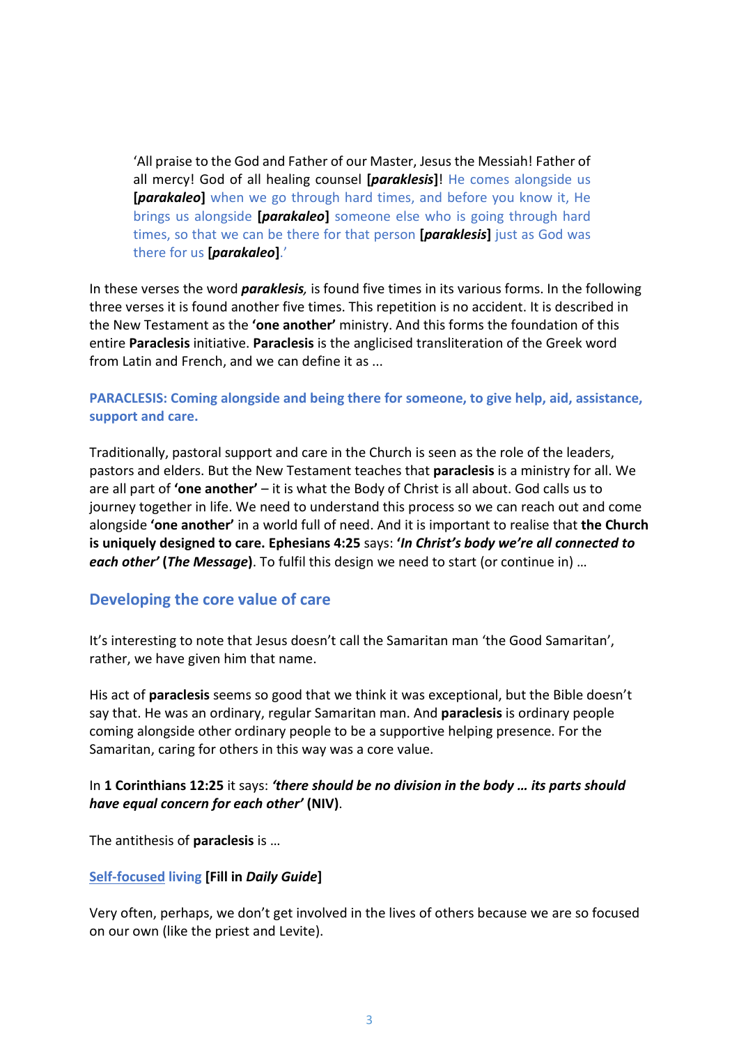> 'All praise to the God and Father of our Master, Jesus the Messiah! Father of all mercy! God of all healing counsel **[*paraklesis*]**! He comes alongside us **[*parakaleo*]** when we go through hard times, and before you know it, He brings us alongside **[*parakaleo*]** someone else who is going through hard times, so that we can be there for that person **[*paraklesis*]** just as God was there for us **[*parakaleo*]**.'

In these verses the word ***paraklesis**,* is found five times in its various forms. In the following three verses it is found another five times. This repetition is no accident. It is described in the New Testament as the **'one another'** ministry. And this forms the foundation of this entire **Paraclesis** initiative. **Paraclesis** is the anglicised transliteration of the Greek word from Latin and French, and we can define it as ...

**PARACLESIS: Coming alongside and being there for someone, to give help, aid, assistance, support and care.**

Traditionally, pastoral support and care in the Church is seen as the role of the leaders, pastors and elders. But the New Testament teaches that **paraclesis** is a ministry for all. We are all part of **'one another'** – it is what the Body of Christ is all about. God calls us to journey together in life. We need to understand this process so we can reach out and come alongside **'one another'** in a world full of need. And it is important to realise that **the Church is uniquely designed to care. Ephesians 4:25** says: **'*In Christ's body we're all connected to each other'* (*The Message*)**. To fulfil this design we need to start (or continue in) …

## Developing the core value of care

It's interesting to note that Jesus doesn't call the Samaritan man 'the Good Samaritan', rather, we have given him that name.

His act of **paraclesis** seems so good that we think it was exceptional, but the Bible doesn't say that. He was an ordinary, regular Samaritan man. And **paraclesis** is ordinary people coming alongside other ordinary people to be a supportive helping presence. For the Samaritan, caring for others in this way was a core value.

In **1 Corinthians 12:25** it says: ***'there should be no division in the body … its parts should have equal concern for each other'* (NIV)**.

The antithesis of **paraclesis** is …

**<u>Self-focused</u> living [Fill in *Daily Guide*]**

Very often, perhaps, we don't get involved in the lives of others because we are so focused on our own (like the priest and Levite).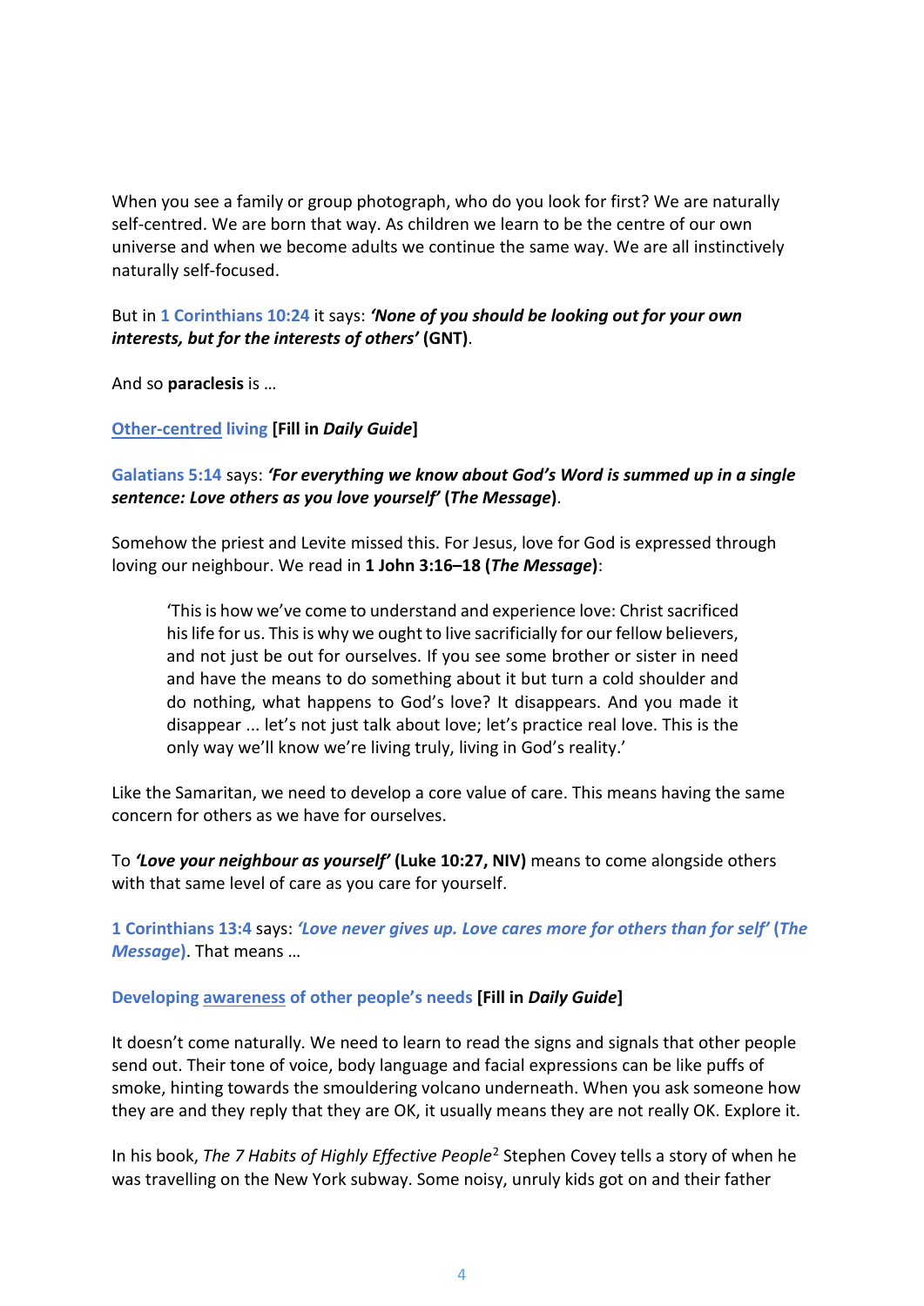When you see a family or group photograph, who do you look for first? We are naturally self-centred. We are born that way. As children we learn to be the centre of our own universe and when we become adults we continue the same way. We are all instinctively naturally self-focused.

But in 1 Corinthians 10:24 it says: ***'None of you should be looking out for your own interests, but for the interests of others'*** **(GNT)**.

And so **paraclesis** is …

Other-centred living **[Fill in *Daily Guide*]**

Galatians 5:14 says: ***'For everything we know about God's Word is summed up in a single sentence: Love others as you love yourself'*** **(*The Message*)**.

Somehow the priest and Levite missed this. For Jesus, love for God is expressed through loving our neighbour. We read in **1 John 3:16–18 (*The Message*)**:

> 'This is how we've come to understand and experience love: Christ sacrificed his life for us. This is why we ought to live sacrificially for our fellow believers, and not just be out for ourselves. If you see some brother or sister in need and have the means to do something about it but turn a cold shoulder and do nothing, what happens to God's love? It disappears. And you made it disappear ... let's not just talk about love; let's practice real love. This is the only way we'll know we're living truly, living in God's reality.'

Like the Samaritan, we need to develop a core value of care. This means having the same concern for others as we have for ourselves.

To ***'Love your neighbour as yourself'*** **(Luke 10:27, NIV)** means to come alongside others with that same level of care as you care for yourself.

**1 Corinthians 13:4** says: ***'Love never gives up. Love cares more for others than for self'*** **(*The Message*)**. That means …

**Developing awareness of other people's needs** **[Fill in *Daily Guide*]**

It doesn't come naturally. We need to learn to read the signs and signals that other people send out. Their tone of voice, body language and facial expressions can be like puffs of smoke, hinting towards the smouldering volcano underneath. When you ask someone how they are and they reply that they are OK, it usually means they are not really OK. Explore it.

In his book, *The 7 Habits of Highly Effective People*[2] Stephen Covey tells a story of when he was travelling on the New York subway. Some noisy, unruly kids got on and their father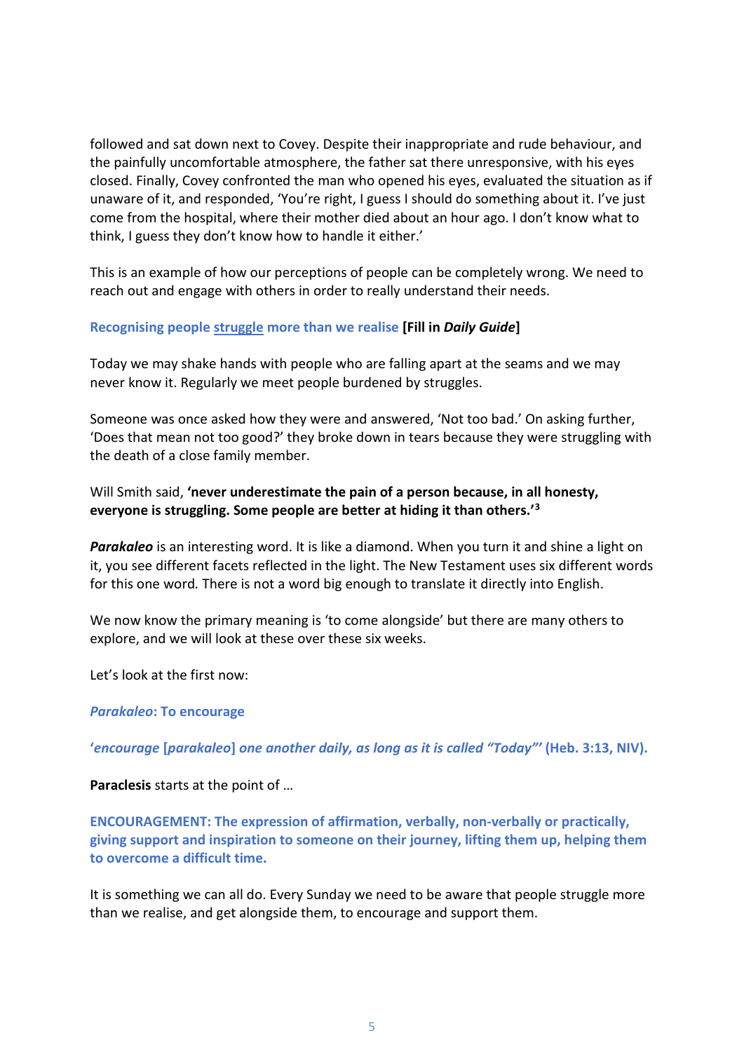followed and sat down next to Covey. Despite their inappropriate and rude behaviour, and the painfully uncomfortable atmosphere, the father sat there unresponsive, with his eyes closed. Finally, Covey confronted the man who opened his eyes, evaluated the situation as if unaware of it, and responded, 'You're right, I guess I should do something about it. I've just come from the hospital, where their mother died about an hour ago. I don't know what to think, I guess they don't know how to handle it either.'

This is an example of how our perceptions of people can be completely wrong. We need to reach out and engage with others in order to really understand their needs.

**Recognising people <u>struggle</u> more than we realise [Fill in *Daily Guide*]**

Today we may shake hands with people who are falling apart at the seams and we may never know it. Regularly we meet people burdened by struggles.

Someone was once asked how they were and answered, 'Not too bad.' On asking further, 'Does that mean not too good?' they broke down in tears because they were struggling with the death of a close family member.

Will Smith said, **'never underestimate the pain of a person because, in all honesty, everyone is struggling. Some people are better at hiding it than others.'**[3]

***Parakaleo*** is an interesting word. It is like a diamond. When you turn it and shine a light on it, you see different facets reflected in the light. The New Testament uses six different words for this one word. There is not a word big enough to translate it directly into English.

We now know the primary meaning is 'to come alongside' but there are many others to explore, and we will look at these over these six weeks.

Let's look at the first now:

***Parakaleo*: To encourage**

**'*encourage* [*parakaleo*] *one another daily, as long as it is called "Today"*' (Heb. 3:13, NIV).**

**Paraclesis** starts at the point of …

**ENCOURAGEMENT: The expression of affirmation, verbally, non-verbally or practically, giving support and inspiration to someone on their journey, lifting them up, helping them to overcome a difficult time.**

It is something we can all do. Every Sunday we need to be aware that people struggle more than we realise, and get alongside them, to encourage and support them.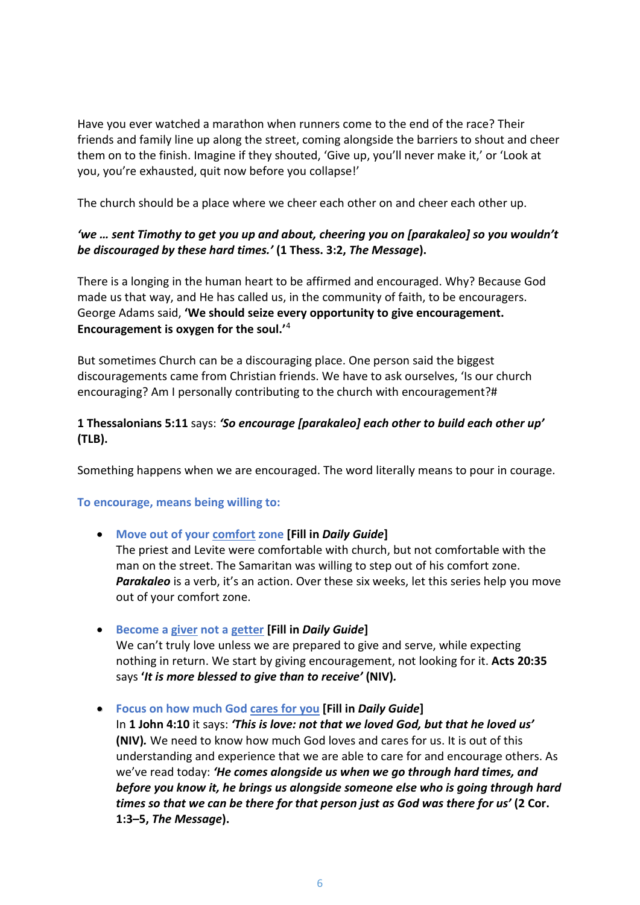Have you ever watched a marathon when runners come to the end of the race? Their friends and family line up along the street, coming alongside the barriers to shout and cheer them on to the finish. Imagine if they shouted, 'Give up, you'll never make it,' or 'Look at you, you're exhausted, quit now before you collapse!'

The church should be a place where we cheer each other on and cheer each other up.

***'we … sent Timothy to get you up and about, cheering you on [parakaleo] so you wouldn't be discouraged by these hard times.'*** **(1 Thess. 3:2, *The Message*).**

There is a longing in the human heart to be affirmed and encouraged. Why? Because God made us that way, and He has called us, in the community of faith, to be encouragers. George Adams said, **'We should seize every opportunity to give encouragement. Encouragement is oxygen for the soul.'**[4]

But sometimes Church can be a discouraging place. One person said the biggest discouragements came from Christian friends. We have to ask ourselves, 'Is our church encouraging? Am I personally contributing to the church with encouragement?#

**1 Thessalonians 5:11** says: ***'So encourage [parakaleo] each other to build each other up'*** **(TLB).**

Something happens when we are encouraged. The word literally means to pour in courage.

**To encourage, means being willing to:**

- **Move out of your <u>comfort</u> zone [Fill in *Daily Guide*]**
  The priest and Levite were comfortable with church, but not comfortable with the man on the street. The Samaritan was willing to step out of his comfort zone. ***Parakaleo*** is a verb, it's an action. Over these six weeks, let this series help you move out of your comfort zone.

- **Become a <u>giver</u> not a <u>getter</u> [Fill in *Daily Guide*]**
  We can't truly love unless we are prepared to give and serve, while expecting nothing in return. We start by giving encouragement, not looking for it. **Acts 20:35** says **'*It is more blessed to give than to receive'* (NIV).**

- **Focus on how much God <u>cares for you</u> [Fill in *Daily Guide*]**
  In **1 John 4:10** it says: ***'This is love: not that we loved God, but that he loved us'*** **(NIV).** We need to know how much God loves and cares for us. It is out of this understanding and experience that we are able to care for and encourage others. As we've read today: ***'He comes alongside us when we go through hard times, and before you know it, he brings us alongside someone else who is going through hard times so that we can be there for that person just as God was there for us'*** **(2 Cor. 1:3–5, *The Message*).**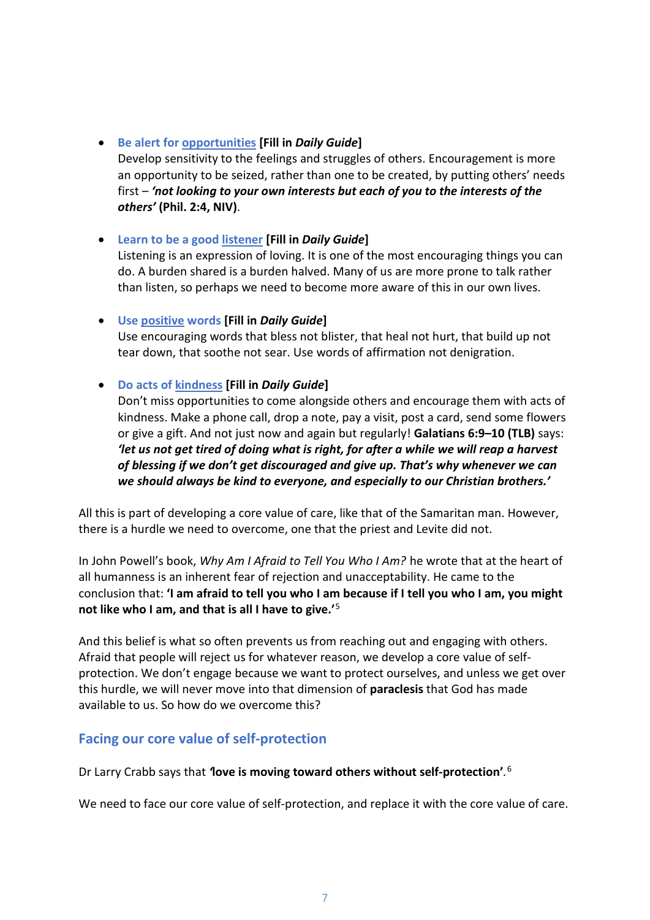- **Be alert for opportunities** **[Fill in *Daily Guide*]**
  Develop sensitivity to the feelings and struggles of others. Encouragement is more an opportunity to be seized, rather than one to be created, by putting others' needs first – ***'not looking to your own interests but each of you to the interests of the others'*** **(Phil. 2:4, NIV)**.

- **Learn to be a good listener** **[Fill in *Daily Guide*]**
  Listening is an expression of loving. It is one of the most encouraging things you can do. A burden shared is a burden halved. Many of us are more prone to talk rather than listen, so perhaps we need to become more aware of this in our own lives.

- **Use positive words** **[Fill in *Daily Guide*]**
  Use encouraging words that bless not blister, that heal not hurt, that build up not tear down, that soothe not sear. Use words of affirmation not denigration.

- **Do acts of kindness** **[Fill in *Daily Guide*]**
  Don't miss opportunities to come alongside others and encourage them with acts of kindness. Make a phone call, drop a note, pay a visit, post a card, send some flowers or give a gift. And not just now and again but regularly! **Galatians 6:9–10 (TLB)** says: ***'let us not get tired of doing what is right, for after a while we will reap a harvest of blessing if we don't get discouraged and give up. That's why whenever we can we should always be kind to everyone, and especially to our Christian brothers.'***

All this is part of developing a core value of care, like that of the Samaritan man. However, there is a hurdle we need to overcome, one that the priest and Levite did not.

In John Powell's book, *Why Am I Afraid to Tell You Who I Am?* he wrote that at the heart of all humanness is an inherent fear of rejection and unacceptability. He came to the conclusion that: **'I am afraid to tell you who I am because if I tell you who I am, you might not like who I am, and that is all I have to give.'**[5]

And this belief is what so often prevents us from reaching out and engaging with others. Afraid that people will reject us for whatever reason, we develop a core value of self-protection. We don't engage because we want to protect ourselves, and unless we get over this hurdle, we will never move into that dimension of **paraclesis** that God has made available to us. So how do we overcome this?

## Facing our core value of self-protection

Dr Larry Crabb says that **'love is moving toward others without self-protection'**.[6]

We need to face our core value of self-protection, and replace it with the core value of care.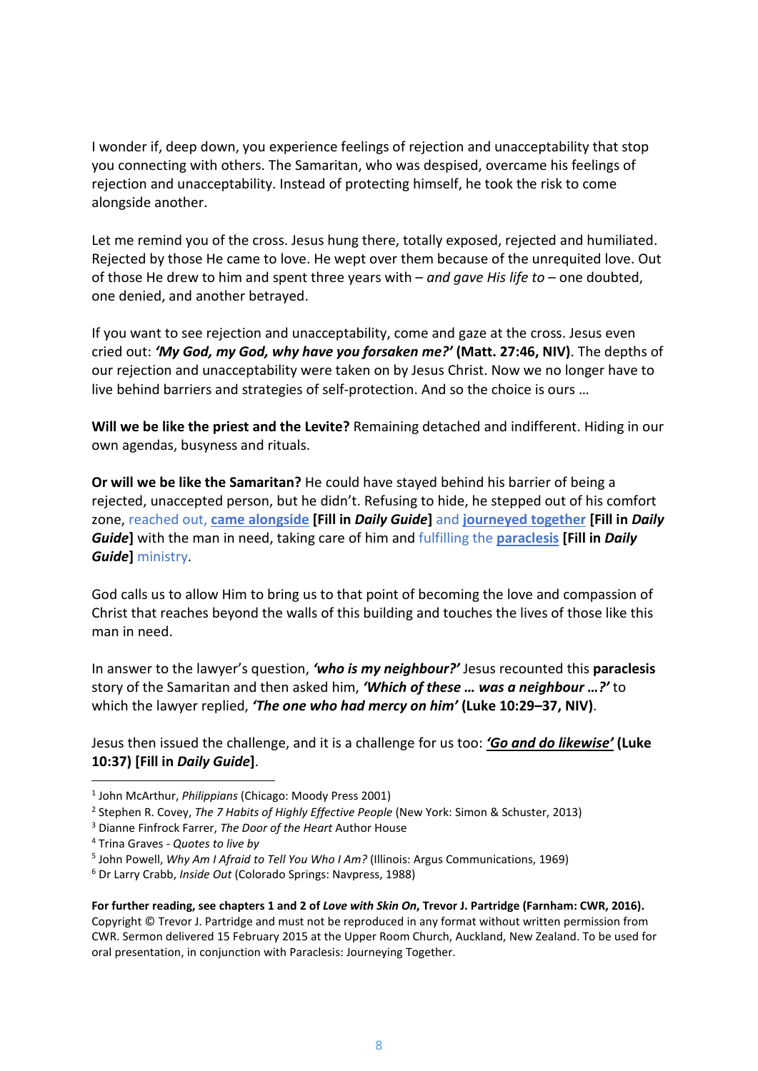I wonder if, deep down, you experience feelings of rejection and unacceptability that stop you connecting with others. The Samaritan, who was despised, overcame his feelings of rejection and unacceptability. Instead of protecting himself, he took the risk to come alongside another.

Let me remind you of the cross. Jesus hung there, totally exposed, rejected and humiliated. Rejected by those He came to love. He wept over them because of the unrequited love. Out of those He drew to him and spent three years with – *and gave His life to* – one doubted, one denied, and another betrayed.

If you want to see rejection and unacceptability, come and gaze at the cross. Jesus even cried out: ***'My God, my God, why have you forsaken me?'* (Matt. 27:46, NIV)**. The depths of our rejection and unacceptability were taken on by Jesus Christ. Now we no longer have to live behind barriers and strategies of self-protection. And so the choice is ours …

**Will we be like the priest and the Levite?** Remaining detached and indifferent. Hiding in our own agendas, busyness and rituals.

**Or will we be like the Samaritan?** He could have stayed behind his barrier of being a rejected, unaccepted person, but he didn't. Refusing to hide, he stepped out of his comfort zone, reached out, **came alongside** **[Fill in *Daily Guide*]** and **journeyed together** **[Fill in *Daily Guide*]** with the man in need, taking care of him and fulfilling the **paraclesis** **[Fill in *Daily Guide*]** ministry.

God calls us to allow Him to bring us to that point of becoming the love and compassion of Christ that reaches beyond the walls of this building and touches the lives of those like this man in need.

In answer to the lawyer's question, ***'who is my neighbour?'*** Jesus recounted this **paraclesis** story of the Samaritan and then asked him, ***'Which of these … was a neighbour …?'*** to which the lawyer replied, ***'The one who had mercy on him'* (Luke 10:29–37, NIV)**.

Jesus then issued the challenge, and it is a challenge for us too: ***'Go and do likewise'* (Luke 10:37) [Fill in *Daily Guide*]**.

---

[1] John McArthur, *Philippians* (Chicago: Moody Press 2001)

[2] Stephen R. Covey, *The 7 Habits of Highly Effective People* (New York: Simon & Schuster, 2013)

[3] Dianne Finfrock Farrer, *The Door of the Heart* Author House

[4] Trina Graves - *Quotes to live by*

[5] John Powell, *Why Am I Afraid to Tell You Who I Am?* (Illinois: Argus Communications, 1969)

[6] Dr Larry Crabb, *Inside Out* (Colorado Springs: Navpress, 1988)

**For further reading, see chapters 1 and 2 of *Love with Skin On*, Trevor J. Partridge (Farnham: CWR, 2016).**
Copyright © Trevor J. Partridge and must not be reproduced in any format without written permission from CWR. Sermon delivered 15 February 2015 at the Upper Room Church, Auckland, New Zealand. To be used for oral presentation, in conjunction with Paraclesis: Journeying Together.